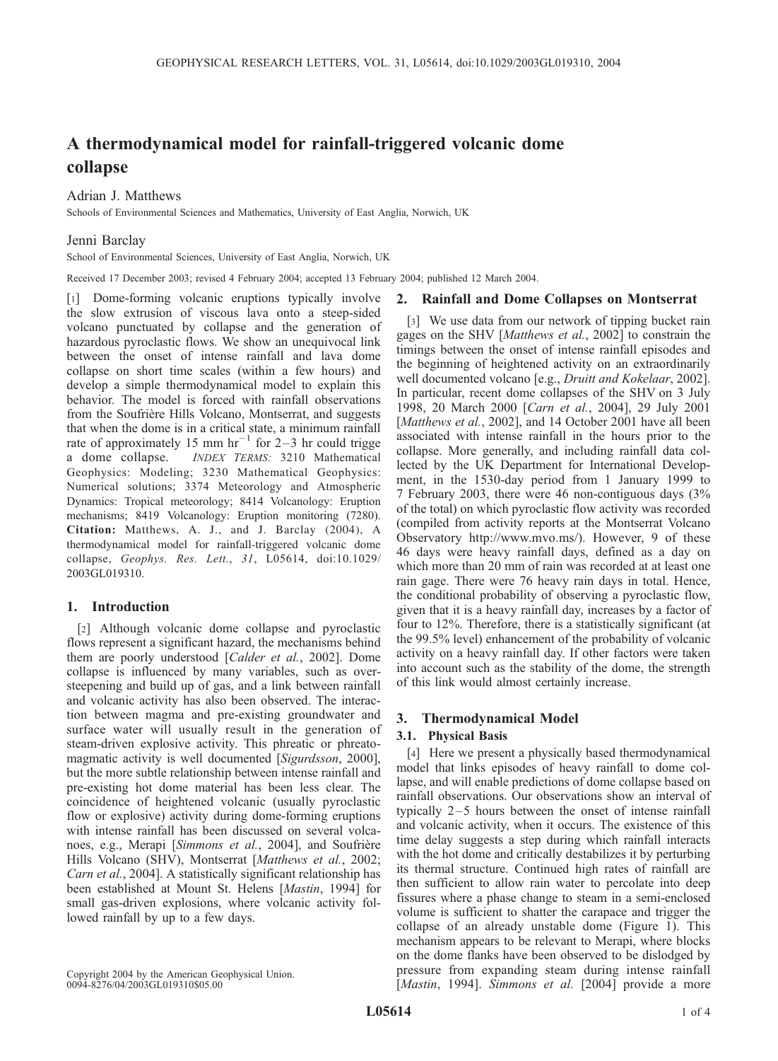# A thermodynamical model for rainfall-triggered volcanic dome collapse

Adrian J. Matthews

Schools of Environmental Sciences and Mathematics, University of East Anglia, Norwich, UK

Jenni Barclay

School of Environmental Sciences, University of East Anglia, Norwich, UK

Received 17 December 2003; revised 4 February 2004; accepted 13 February 2004; published 12 March 2004.

[1] Dome-forming volcanic eruptions typically involve the slow extrusion of viscous lava onto a steep-sided volcano punctuated by collapse and the generation of hazardous pyroclastic flows. We show an unequivocal link between the onset of intense rainfall and lava dome collapse on short time scales (within a few hours) and develop a simple thermodynamical model to explain this behavior. The model is forced with rainfall observations from the Soufrière Hills Volcano, Montserrat, and suggests that when the dome is in a critical state, a minimum rainfall rate of approximately 15 mm $\text{hr}^{-1}$ for 2–3 hr could trigge a dome collapse. *INDEX TERMS:* 3210 Mathematical Geophysics: Modeling; 3230 Mathematical Geophysics: Numerical solutions; 3374 Meteorology and Atmospheric Dynamics: Tropical meteorology; 8414 Volcanology: Eruption mechanisms; 8419 Volcanology: Eruption monitoring (7280). **Citation:** Matthews, A. J., and J. Barclay (2004), A thermodynamical model for rainfall-triggered volcanic dome collapse, *Geophys. Res. Lett.*, *31*, L05614, doi:10.1029/2003GL019310.

## 1. Introduction

[2] Although volcanic dome collapse and pyroclastic flows represent a significant hazard, the mechanisms behind them are poorly understood [*Calder et al.*, 2002]. Dome collapse is influenced by many variables, such as over-steepening and build up of gas, and a link between rainfall and volcanic activity has also been observed. The interaction between magma and pre-existing groundwater and surface water will usually result in the generation of steam-driven explosive activity. This phreatic or phreatomagmatic activity is well documented [*Sigurdsson*, 2000], but the more subtle relationship between intense rainfall and pre-existing hot dome material has been less clear. The coincidence of heightened volcanic (usually pyroclastic flow or explosive) activity during dome-forming eruptions with intense rainfall has been discussed on several volcanoes, e.g., Merapi [*Simmons et al.*, 2004], and Soufrière Hills Volcano (SHV), Montserrat [*Matthews et al.*, 2002; *Carn et al.*, 2004]. A statistically significant relationship has been established at Mount St. Helens [*Mastin*, 1994] for small gas-driven explosions, where volcanic activity followed rainfall by up to a few days.

Copyright 2004 by the American Geophysical Union.
0094-8276/04/2003GL019310$05.00

## 2. Rainfall and Dome Collapses on Montserrat

[3] We use data from our network of tipping bucket rain gages on the SHV [*Matthews et al.*, 2002] to constrain the timings between the onset of intense rainfall episodes and the beginning of heightened activity on an extraordinarily well documented volcano [e.g., *Druitt and Kokelaar*, 2002]. In particular, recent dome collapses of the SHV on 3 July 1998, 20 March 2000 [*Carn et al.*, 2004], 29 July 2001 [*Matthews et al.*, 2002], and 14 October 2001 have all been associated with intense rainfall in the hours prior to the collapse. More generally, and including rainfall data collected by the UK Department for International Development, in the 1530-day period from 1 January 1999 to 7 February 2003, there were 46 non-contiguous days (3% of the total) on which pyroclastic flow activity was recorded (compiled from activity reports at the Montserrat Volcano Observatory http://www.mvo.ms/). However, 9 of these 46 days were heavy rainfall days, defined as a day on which more than 20 mm of rain was recorded at at least one rain gage. There were 76 heavy rain days in total. Hence, the conditional probability of observing a pyroclastic flow, given that it is a heavy rainfall day, increases by a factor of four to 12%. Therefore, there is a statistically significant (at the 99.5% level) enhancement of the probability of volcanic activity on a heavy rainfall day. If other factors were taken into account such as the stability of the dome, the strength of this link would almost certainly increase.

## 3. Thermodynamical Model

### 3.1. Physical Basis

[4] Here we present a physically based thermodynamical model that links episodes of heavy rainfall to dome collapse, and will enable predictions of dome collapse based on rainfall observations. Our observations show an interval of typically 2–5 hours between the onset of intense rainfall and volcanic activity, when it occurs. The existence of this time delay suggests a step during which rainfall interacts with the hot dome and critically destabilizes it by perturbing its thermal structure. Continued high rates of rainfall are then sufficient to allow rain water to percolate into deep fissures where a phase change to steam in a semi-enclosed volume is sufficient to shatter the carapace and trigger the collapse of an already unstable dome (Figure 1). This mechanism appears to be relevant to Merapi, where blocks on the dome flanks have been observed to be dislodged by pressure from expanding steam during intense rainfall [*Mastin*, 1994]. *Simmons et al.* [2004] provide a more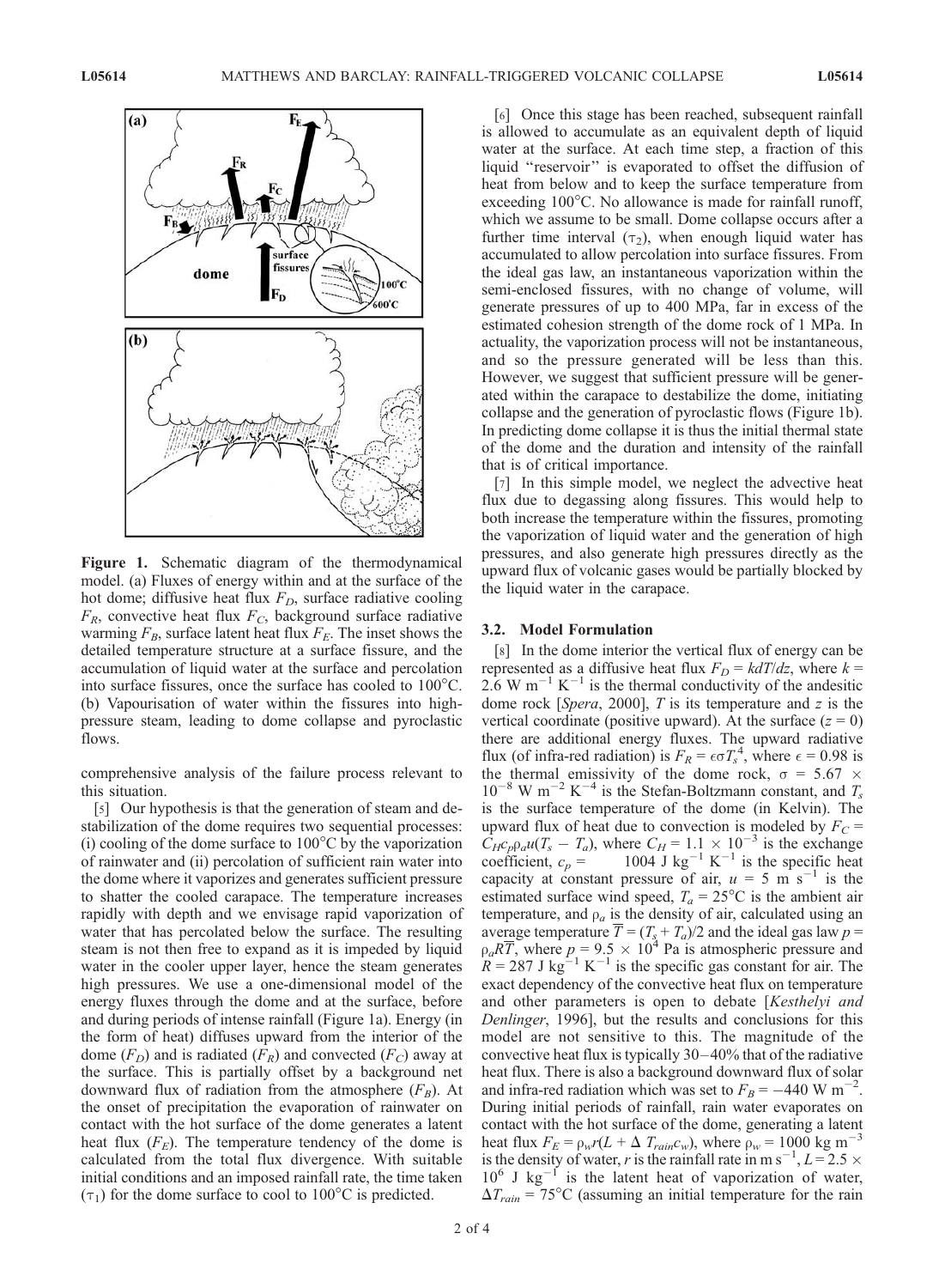Figure 1. Schematic diagram of the thermodynamical model. (a) Fluxes of energy within and at the surface of the hot dome; diffusive heat flux $F_D$, surface radiative cooling $F_R$, convective heat flux $F_C$, background surface radiative warming $F_B$, surface latent heat flux $F_E$. The inset shows the detailed temperature structure at a surface fissure, and the accumulation of liquid water at the surface and percolation into surface fissures, once the surface has cooled to 100°C. (b) Vapourisation of water within the fissures into high-pressure steam, leading to dome collapse and pyroclastic flows.

comprehensive analysis of the failure process relevant to this situation.

[5] Our hypothesis is that the generation of steam and destabilization of the dome requires two sequential processes: (i) cooling of the dome surface to 100°C by the vaporization of rainwater and (ii) percolation of sufficient rain water into the dome where it vaporizes and generates sufficient pressure to shatter the cooled carapace. The temperature increases rapidly with depth and we envisage rapid vaporization of water that has percolated below the surface. The resulting steam is not then free to expand as it is impeded by liquid water in the cooler upper layer, hence the steam generates high pressures. We use a one-dimensional model of the energy fluxes through the dome and at the surface, before and during periods of intense rainfall (Figure 1a). Energy (in the form of heat) diffuses upward from the interior of the dome ($F_D$) and is radiated ($F_R$) and convected ($F_C$) away at the surface. This is partially offset by a background net downward flux of radiation from the atmosphere ($F_B$). At the onset of precipitation the evaporation of rainwater on contact with the hot surface of the dome generates a latent heat flux ($F_E$). The temperature tendency of the dome is calculated from the total flux divergence. With suitable initial conditions and an imposed rainfall rate, the time taken ($\tau_1$) for the dome surface to cool to 100°C is predicted.

[6] Once this stage has been reached, subsequent rainfall is allowed to accumulate as an equivalent depth of liquid water at the surface. At each time step, a fraction of this liquid "reservoir" is evaporated to offset the diffusion of heat from below and to keep the surface temperature from exceeding 100°C. No allowance is made for rainfall runoff, which we assume to be small. Dome collapse occurs after a further time interval ($\tau_2$), when enough liquid water has accumulated to allow percolation into surface fissures. From the ideal gas law, an instantaneous vaporization within the semi-enclosed fissures, with no change of volume, will generate pressures of up to 400 MPa, far in excess of the estimated cohesion strength of the dome rock of 1 MPa. In actuality, the vaporization process will not be instantaneous, and so the pressure generated will be less than this. However, we suggest that sufficient pressure will be generated within the carapace to destabilize the dome, initiating collapse and the generation of pyroclastic flows (Figure 1b). In predicting dome collapse it is thus the initial thermal state of the dome and the duration and intensity of the rainfall that is of critical importance.

[7] In this simple model, we neglect the advective heat flux due to degassing along fissures. This would help to both increase the temperature within the fissures, promoting the vaporization of liquid water and the generation of high pressures, and also generate high pressures directly as the upward flux of volcanic gases would be partially blocked by the liquid water in the carapace.

### 3.2. Model Formulation

[8] In the dome interior the vertical flux of energy can be represented as a diffusive heat flux $F_D = k dT/dz$, where $k = 2.6$ W m$^{-1}$ K$^{-1}$ is the thermal conductivity of the andesitic dome rock [*Spera*, 2000], $T$ is its temperature and $z$ is the vertical coordinate (positive upward). At the surface ($z = 0$) there are additional energy fluxes. The upward radiative flux (of infra-red radiation) is $F_R = \epsilon \sigma T_s^4$, where $\epsilon = 0.98$ is the thermal emissivity of the dome rock, $\sigma = 5.67 \times 10^{-8}$ W m$^{-2}$ K$^{-4}$ is the Stefan-Boltzmann constant, and $T_s$ is the surface temperature of the dome (in Kelvin). The upward flux of heat due to convection is modeled by $F_C = C_H c_p \rho_a u (T_s - T_a)$, where $C_H = 1.1 \times 10^{-3}$ is the exchange coefficient, $c_p =$ 1004 J kg$^{-1}$ K$^{-1}$ is the specific heat capacity at constant pressure of air, $u = 5$ m s$^{-1}$ is the estimated surface wind speed, $T_a = 25$°C is the ambient air temperature, and $\rho_a$ is the density of air, calculated using an average temperature $\overline{T} = (T_s + T_a)/2$ and the ideal gas law $p = \rho_a R \overline{T}$, where $p = 9.5 \times 10^4$ Pa is atmospheric pressure and $R = 287$ J kg$^{-1}$ K$^{-1}$ is the specific gas constant for air. The exact dependency of the convective heat flux on temperature and other parameters is open to debate [*Kesthelyi and Denlinger*, 1996], but the results and conclusions for this model are not sensitive to this. The magnitude of the convective heat flux is typically 30–40% that of the radiative heat flux. There is also a background downward flux of solar and infra-red radiation which was set to $F_B = -440$ W m$^{-2}$. During initial periods of rainfall, rain water evaporates on contact with the hot surface of the dome, generating a latent heat flux $F_E = \rho_w r (L + \Delta T_{rain} c_w)$, where $\rho_w = 1000$ kg m$^{-3}$ is the density of water, $r$ is the rainfall rate in m s$^{-1}$, $L = 2.5 \times 10^6$ J kg$^{-1}$ is the latent heat of vaporization of water, $\Delta T_{rain} = 75$°C (assuming an initial temperature for the rain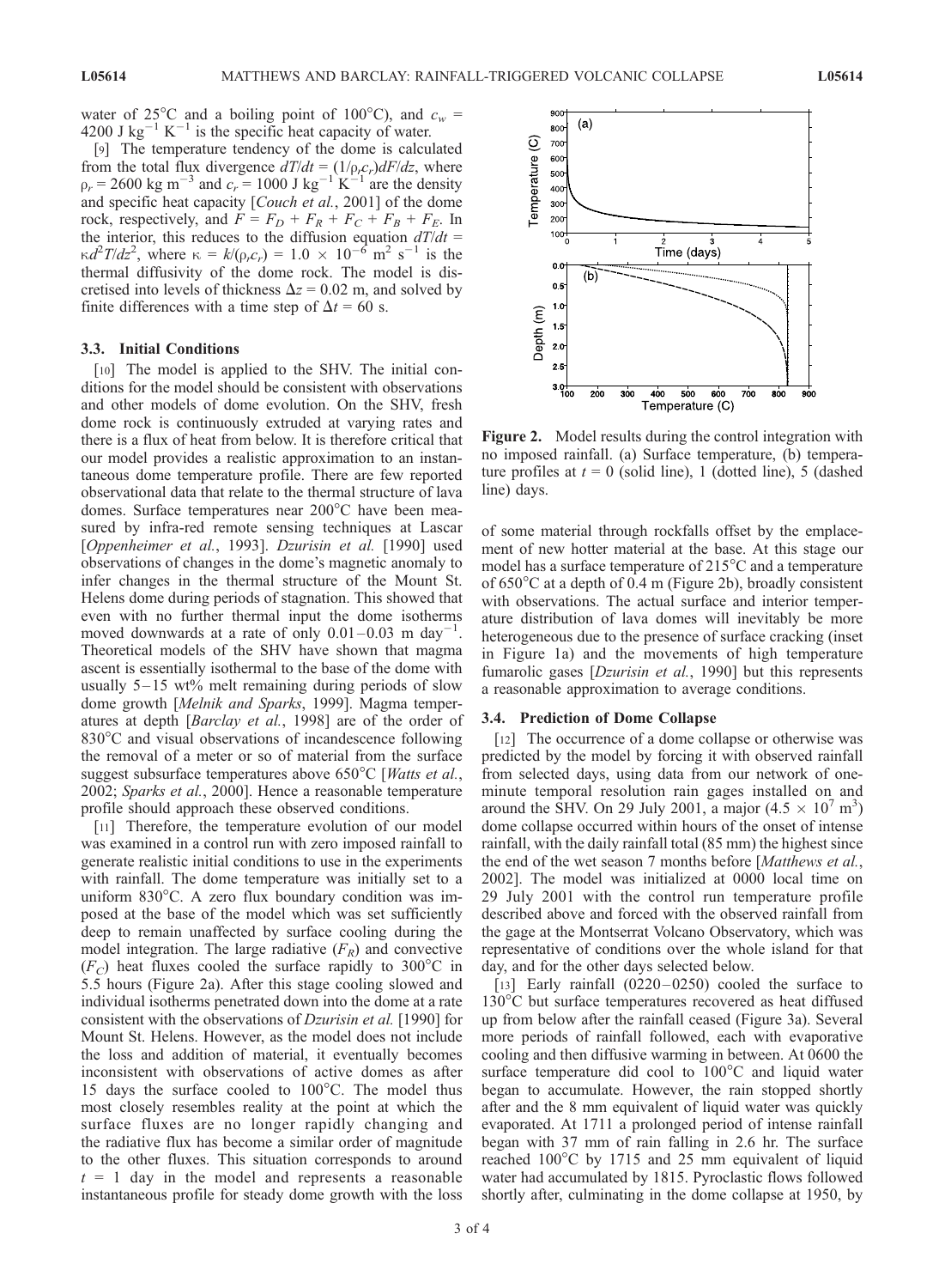water of 25°C and a boiling point of 100°C), and $c_w$ = 4200 J kg$^{-1}$ K$^{-1}$ is the specific heat capacity of water.

[9] The temperature tendency of the dome is calculated from the total flux divergence $dT/dt = (1/\rho_r c_r) dF/dz$, where $\rho_r$ = 2600 kg m$^{-3}$ and $c_r$ = 1000 J kg$^{-1}$ K$^{-1}$ are the density and specific heat capacity [*Couch et al.*, 2001] of the dome rock, respectively, and $F = F_D + F_R + F_C + F_B + F_E$. In the interior, this reduces to the diffusion equation $dT/dt = \kappa d^2T/dz^2$, where $\kappa = k/(\rho_r c_r) = 1.0 \times 10^{-6}$ m$^2$ s$^{-1}$ is the thermal diffusivity of the dome rock. The model is discretised into levels of thickness $\Delta z$ = 0.02 m, and solved by finite differences with a time step of $\Delta t$ = 60 s.

### 3.3. Initial Conditions

[10] The model is applied to the SHV. The initial conditions for the model should be consistent with observations and other models of dome evolution. On the SHV, fresh dome rock is continuously extruded at varying rates and there is a flux of heat from below. It is therefore critical that our model provides a realistic approximation to an instantaneous dome temperature profile. There are few reported observational data that relate to the thermal structure of lava domes. Surface temperatures near 200°C have been measured by infra-red remote sensing techniques at Lascar [*Oppenheimer et al.*, 1993]. *Dzurisin et al.* [1990] used observations of changes in the dome's magnetic anomaly to infer changes in the thermal structure of the Mount St. Helens dome during periods of stagnation. This showed that even with no further thermal input the dome isotherms moved downwards at a rate of only 0.01–0.03 m day$^{-1}$. Theoretical models of the SHV have shown that magma ascent is essentially isothermal to the base of the dome with usually 5–15 wt% melt remaining during periods of slow dome growth [*Melnik and Sparks*, 1999]. Magma temperatures at depth [*Barclay et al.*, 1998] are of the order of 830°C and visual observations of incandescence following the removal of a meter or so of material from the surface suggest subsurface temperatures above 650°C [*Watts et al.*, 2002; *Sparks et al.*, 2000]. Hence a reasonable temperature profile should approach these observed conditions.

[11] Therefore, the temperature evolution of our model was examined in a control run with zero imposed rainfall to generate realistic initial conditions to use in the experiments with rainfall. The dome temperature was initially set to a uniform 830°C. A zero flux boundary condition was imposed at the base of the model which was set sufficiently deep to remain unaffected by surface cooling during the model integration. The large radiative ($F_R$) and convective ($F_C$) heat fluxes cooled the surface rapidly to 300°C in 5.5 hours (Figure 2a). After this stage cooling slowed and individual isotherms penetrated down into the dome at a rate consistent with the observations of *Dzurisin et al.* [1990] for Mount St. Helens. However, as the model does not include the loss and addition of material, it eventually becomes inconsistent with observations of active domes as after 15 days the surface cooled to 100°C. The model thus most closely resembles reality at the point at which the surface fluxes are no longer rapidly changing and the radiative flux has become a similar order of magnitude to the other fluxes. This situation corresponds to around $t$ = 1 day in the model and represents a reasonable instantaneous profile for steady dome growth with the loss of some material through rockfalls offset by the emplacement of new hotter material at the base. At this stage our model has a surface temperature of 215°C and a temperature of 650°C at a depth of 0.4 m (Figure 2b), broadly consistent with observations. The actual surface and interior temperature distribution of lava domes will inevitably be more heterogeneous due to the presence of surface cracking (inset in Figure 1a) and the movements of high temperature fumarolic gases [*Dzurisin et al.*, 1990] but this represents a reasonable approximation to average conditions.

**Figure 2.** Model results during the control integration with no imposed rainfall. (a) Surface temperature, (b) temperature profiles at $t$ = 0 (solid line), 1 (dotted line), 5 (dashed line) days.

### 3.4. Prediction of Dome Collapse

[12] The occurrence of a dome collapse or otherwise was predicted by the model by forcing it with observed rainfall from selected days, using data from our network of one-minute temporal resolution rain gages installed on and around the SHV. On 29 July 2001, a major ($4.5 \times 10^7$ m$^3$) dome collapse occurred within hours of the onset of intense rainfall, with the daily rainfall total (85 mm) the highest since the end of the wet season 7 months before [*Matthews et al.*, 2002]. The model was initialized at 0000 local time on 29 July 2001 with the control run temperature profile described above and forced with the observed rainfall from the gage at the Montserrat Volcano Observatory, which was representative of conditions over the whole island for that day, and for the other days selected below.

[13] Early rainfall (0220–0250) cooled the surface to 130°C but surface temperatures recovered as heat diffused up from below after the rainfall ceased (Figure 3a). Several more periods of rainfall followed, each with evaporative cooling and then diffusive warming in between. At 0600 the surface temperature did cool to 100°C and liquid water began to accumulate. However, the rain stopped shortly after and the 8 mm equivalent of liquid water was quickly evaporated. At 1711 a prolonged period of intense rainfall began with 37 mm of rain falling in 2.6 hr. The surface reached 100°C by 1715 and 25 mm equivalent of liquid water had accumulated by 1815. Pyroclastic flows followed shortly after, culminating in the dome collapse at 1950, by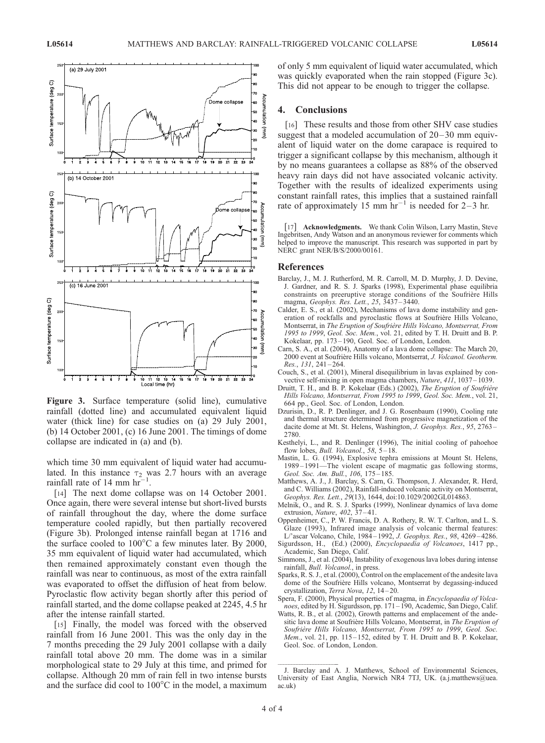(a) 29 July 2001

Surface temperature (deg C)

Accumulation (mm)

Dome collapse

(b) 14 October 2001

Surface temperature (deg C)

Accumulation (mm)

Dome collapse

(c) 16 June 2001

Surface temperature (deg C)

Accumulation (mm)

Local time (hr)

**Figure 3.** Surface temperature (solid line), cumulative rainfall (dotted line) and accumulated equivalent liquid water (thick line) for case studies on (a) 29 July 2001, (b) 14 October 2001, (c) 16 June 2001. The timings of dome collapse are indicated in (a) and (b).

which time 30 mm equivalent of liquid water had accumulated. In this instance $\tau_2$ was 2.7 hours with an average rainfall rate of 14 mm $hr^{-1}$.

[14] The next dome collapse was on 14 October 2001. Once again, there were several intense but short-lived bursts of rainfall throughout the day, where the dome surface temperature cooled rapidly, but then partially recovered (Figure 3b). Prolonged intense rainfall began at 1716 and the surface cooled to 100°C a few minutes later. By 2000, 35 mm equivalent of liquid water had accumulated, which then remained approximately constant even though the rainfall was near to continuous, as most of the extra rainfall was evaporated to offset the diffusion of heat from below. Pyroclastic flow activity began shortly after this period of rainfall started, and the dome collapse peaked at 2245, 4.5 hr after the intense rainfall started.

[15] Finally, the model was forced with the observed rainfall from 16 June 2001. This was the only day in the 7 months preceding the 29 July 2001 collapse with a daily rainfall total above 20 mm. The dome was in a similar morphological state to 29 July at this time, and primed for collapse. Although 20 mm of rain fell in two intense bursts and the surface did cool to 100°C in the model, a maximum of only 5 mm equivalent of liquid water accumulated, which was quickly evaporated when the rain stopped (Figure 3c). This did not appear to be enough to trigger the collapse.

## 4. Conclusions

[16] These results and those from other SHV case studies suggest that a modeled accumulation of 20–30 mm equivalent of liquid water on the dome carapace is required to trigger a significant collapse by this mechanism, although it by no means guarantees a collapse as 88% of the observed heavy rain days did not have associated volcanic activity. Together with the results of idealized experiments using constant rainfall rates, this implies that a sustained rainfall rate of approximately 15 mm $hr^{-1}$ is needed for 2–3 hr.

[17] **Acknowledgments.** We thank Colin Wilson, Larry Mastin, Steve Ingebritsen, Andy Watson and an anonymous reviewer for comments which helped to improve the manuscript. This research was supported in part by NERC grant NER/B/S/2000/00161.

## References

Barclay, J., M. J. Rutherford, M. R. Carroll, M. D. Murphy, J. D. Devine, J. Gardner, and R. S. J. Sparks (1998), Experimental phase equilibria constraints on preeruptive storage conditions of the Soufrière Hills magma, *Geophys. Res. Lett.*, *25*, 3437–3440.

Calder, E. S., et al. (2002), Mechanisms of lava dome instability and generation of rockfalls and pyroclastic flows at Soufrière Hills Volcano, Montserrat, in *The Eruption of Soufrière Hills Volcano, Montserrat, From 1995 to 1999*, *Geol. Soc. Mem.*, vol. 21, edited by T. H. Druitt and B. P. Kokelaar, pp. 173–190, Geol. Soc. of London, London.

Carn, S. A., et al. (2004), Anatomy of a lava dome collapse: The March 20, 2000 event at Soufrière Hills volcano, Montserrat, *J. Volcanol. Geotherm. Res.*, *131*, 241–264.

Couch, S., et al. (2001), Mineral disequilibrium in lavas explained by convective self-mixing in open magma chambers, *Nature*, *411*, 1037–1039.

Druitt, T. H., and B. P. Kokelaar (Eds.) (2002), *The Eruption of Soufrière Hills Volcano, Montserrat, From 1995 to 1999*, *Geol. Soc. Mem.*, vol. 21, 664 pp., Geol. Soc. of London, London.

Dzurisin, D., R. P. Denlinger, and J. G. Rosenbaum (1990), Cooling rate and thermal structure determined from progressive magnetization of the dacite dome at Mt. St. Helens, Washington, *J. Geophys. Res.*, *95*, 2763–2780.

Keszthelyi, L., and R. Denlinger (1996), The initial cooling of pahoehoe flow lobes, *Bull. Volcanol.*, *58*, 5–18.

Mastin, L. G. (1994), Explosive tephra emissions at Mount St. Helens, 1989–1991—The violent escape of magmatic gas following storms, *Geol. Soc. Am. Bull.*, *106*, 175–185.

Matthews, A. J., J. Barclay, S. Carn, G. Thompson, J. Alexander, R. Herd, and C. Williams (2002), Rainfall-induced volcanic activity on Montserrat, *Geophys. Res. Lett.*, *29*(13), 1644, doi:10.1029/2002GL014863.

Melnik, O., and R. S. J. Sparks (1999), Nonlinear dynamics of lava dome extrusion, *Nature*, *402*, 37–41.

Oppenheimer, C., P. W. Francis, D. A. Rothery, R. W. T. Carlton, and L. S. Glaze (1993), Infrared image analysis of volcanic thermal features: L/'ascar Volcano, Chile, 1984–1992, *J. Geophys. Res.*, *98*, 4269–4286.

Sigurdsson, H., (Ed.) (2000), *Encyclopaedia of Volcanoes*, 1417 pp., Academic, San Diego, Calif.

Simmons, J., et al. (2004), Instability of exogenous lava lobes during intense rainfall, *Bull. Volcanol.*, in press.

Sparks, R. S. J., et al. (2000), Control on the emplacement of the andesite lava dome of the Soufrière Hills volcano, Montserrat by degassing-induced crystallization, *Terra Nova*, *12*, 14–20.

Spera, F. (2000), Physical properties of magma, in *Encyclopaedia of Volcanoes*, edited by H. Sigurdsson, pp. 171–190, Academic, San Diego, Calif.

Watts, R. B., et al. (2002), Growth patterns and emplacement of the andesitic lava dome at Soufrière Hills Volcano, Montserrat, in *The Eruption of Soufrière Hills Volcano, Montserrat, From 1995 to 1999*, *Geol. Soc. Mem.*, vol. 21, pp. 115–152, edited by T. H. Druitt and B. P. Kokelaar, Geol. Soc. of London, London.

---

J. Barclay and A. J. Matthews, School of Environmental Sciences, University of East Anglia, Norwich NR4 7TJ, UK. (a.j.matthews@uea.ac.uk)